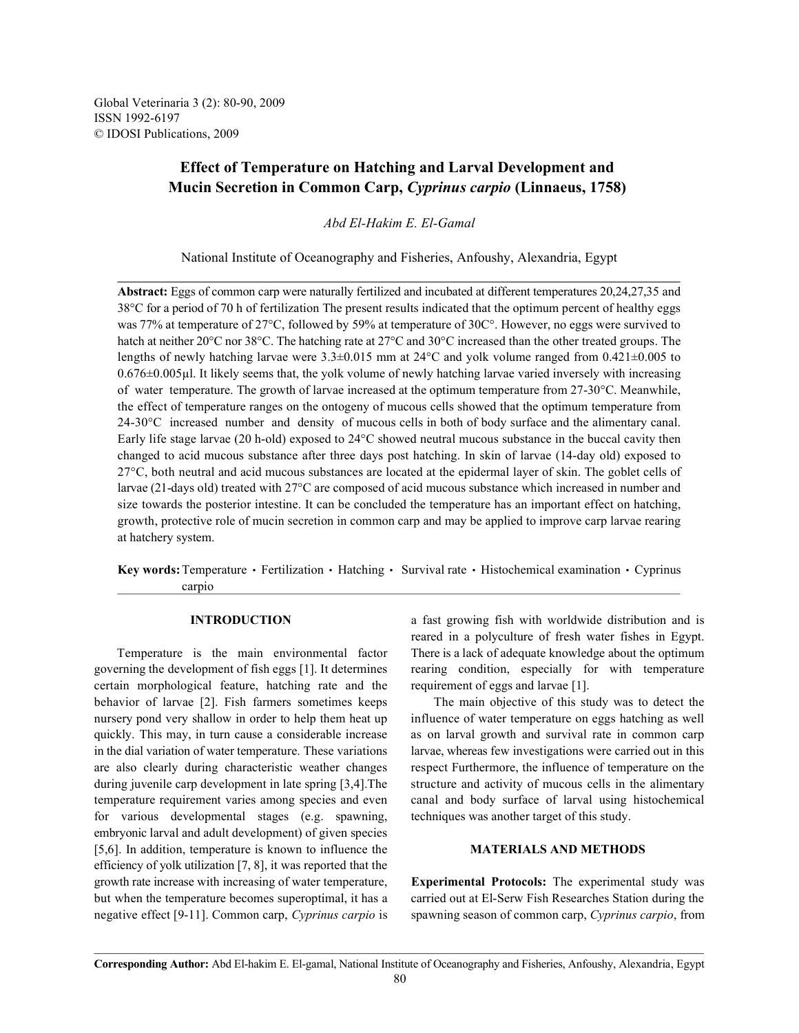# Effect of Temperature on Hatching and Larval Development and Mucin Secretion in Common Carp, *Cyprinus carpio* (Linnaeus, 1758)

*Abd El-Hakim E. El-Gamal*

National Institute of Oceanography and Fisheries, Anfoushy, Alexandria, Egypt

**Abstract:** Eggs of common carp were naturally fertilized and incubated at different temperatures 20,24,27,35 and 38°C for a period of 70 h of fertilization The present results indicated that the optimum percent of healthy eggs was 77% at temperature of 27°C, followed by 59% at temperature of 30C°. However, no eggs were survived to hatch at neither 20°C nor 38°C. The hatching rate at 27°C and 30°C increased than the other treated groups. The lengths of newly hatching larvae were 3.3±0.015 mm at 24°C and yolk volume ranged from 0.421±0.005 to 0.676±0.005µl. It likely seems that, the yolk volume of newly hatching larvae varied inversely with increasing of water temperature. The growth of larvae increased at the optimum temperature from 27-30°C. Meanwhile, the effect of temperature ranges on the ontogeny of mucous cells showed that the optimum temperature from 24-30°C increased number and density of mucous cells in both of body surface and the alimentary canal. Early life stage larvae (20 h-old) exposed to 24°C showed neutral mucous substance in the buccal cavity then changed to acid mucous substance after three days post hatching. In skin of larvae (14-day old) exposed to 27°C, both neutral and acid mucous substances are located at the epidermal layer of skin. The goblet cells of larvae (21-days old) treated with 27°C are composed of acid mucous substance which increased in number and size towards the posterior intestine. It can be concluded the temperature has an important effect on hatching, growth, protective role of mucin secretion in common carp and may be applied to improve carp larvae rearing at hatchery system.

**Key words:** Temperature • Fertilization • Hatching • Survival rate • Histochemical examination • Cyprinus carpio

## INTRODUCTION

Temperature is the main environmental factor governing the development of fish eggs [1]. It determines certain morphological feature, hatching rate and the behavior of larvae [2]. Fish farmers sometimes keeps nursery pond very shallow in order to help them heat up quickly. This may, in turn cause a considerable increase in the dial variation of water temperature. These variations are also clearly during characteristic weather changes during juvenile carp development in late spring [3,4].The temperature requirement varies among species and even for various developmental stages (e.g. spawning, embryonic larval and adult development) of given species [5,6]. In addition, temperature is known to influence the efficiency of yolk utilization [7, 8], it was reported that the growth rate increase with increasing of water temperature, but when the temperature becomes superoptimal, it has a negative effect [9-11]. Common carp, *Cyprinus carpio* is a fast growing fish with worldwide distribution and is reared in a polyculture of fresh water fishes in Egypt. There is a lack of adequate knowledge about the optimum rearing condition, especially for with temperature requirement of eggs and larvae [1].

The main objective of this study was to detect the influence of water temperature on eggs hatching as well as on larval growth and survival rate in common carp larvae, whereas few investigations were carried out in this respect Furthermore, the influence of temperature on the structure and activity of mucous cells in the alimentary canal and body surface of larval using histochemical techniques was another target of this study.

## MATERIALS AND METHODS

**Experimental Protocols:** The experimental study was carried out at El-Serw Fish Researches Station during the spawning season of common carp, *Cyprinus carpio*, from

**Corresponding Author:** Abd El-hakim E. El-gamal, National Institute of Oceanography and Fisheries, Anfoushy, Alexandria, Egypt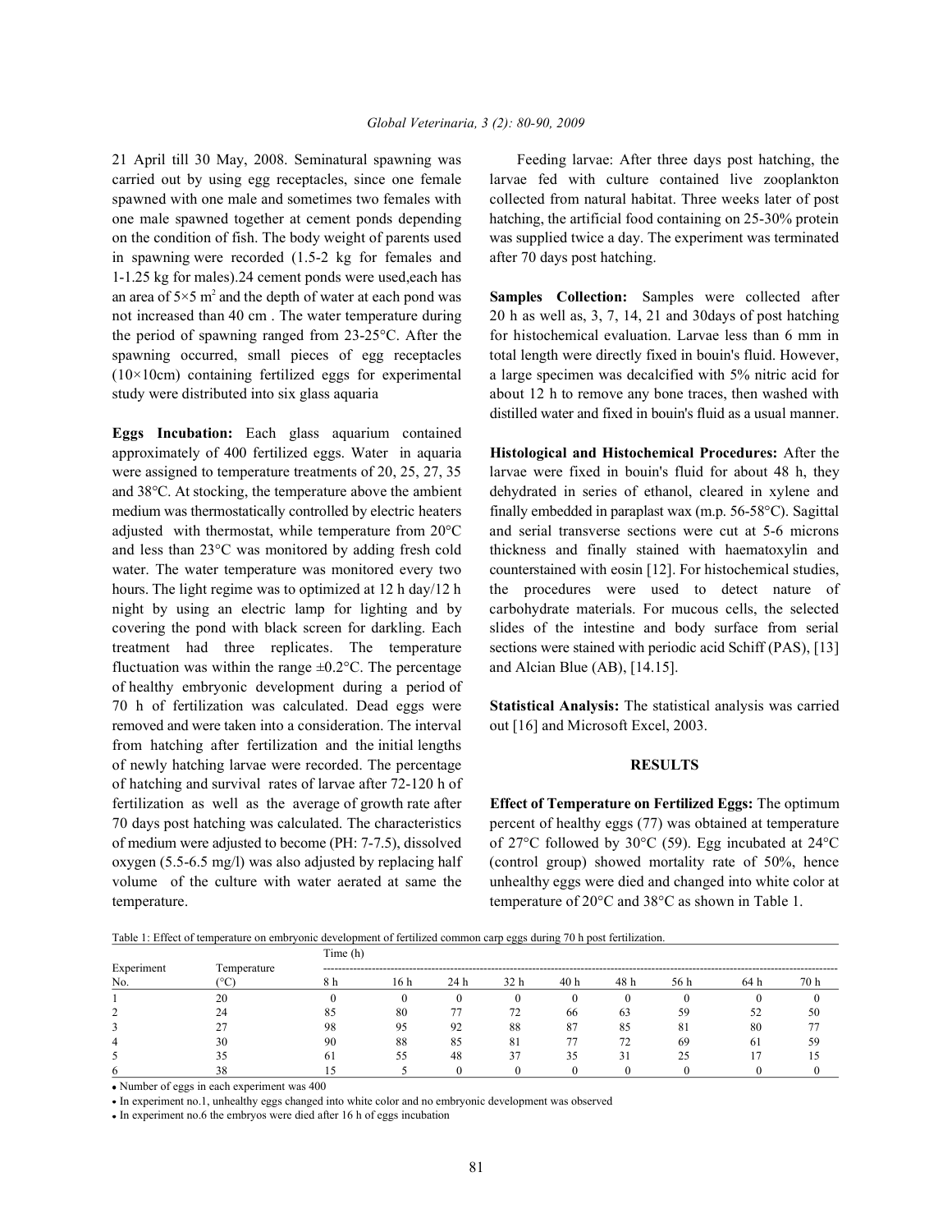21 April till 30 May, 2008. Seminatural spawning was carried out by using egg receptacles, since one female spawned with one male and sometimes two females with one male spawned together at cement ponds depending on the condition of fish. The body weight of parents used in spawning were recorded (1.5-2 kg for females and 1-1.25 kg for males).24 cement ponds were used,each has an area of 5×5 m$^2$ and the depth of water at each pond was not increased than 40 cm . The water temperature during the period of spawning ranged from 23-25°C. After the spawning occurred, small pieces of egg receptacles (10×10cm) containing fertilized eggs for experimental study were distributed into six glass aquaria

**Eggs Incubation:** Each glass aquarium contained approximately of 400 fertilized eggs. Water in aquaria were assigned to temperature treatments of 20, 25, 27, 35 and 38°C. At stocking, the temperature above the ambient medium was thermostatically controlled by electric heaters adjusted with thermostat, while temperature from 20°C and less than 23°C was monitored by adding fresh cold water. The water temperature was monitored every two hours. The light regime was to optimized at 12 h day/12 h night by using an electric lamp for lighting and by covering the pond with black screen for darkling. Each treatment had three replicates. The temperature fluctuation was within the range ±0.2°C. The percentage of healthy embryonic development during a period of 70 h of fertilization was calculated. Dead eggs were removed and were taken into a consideration. The interval from hatching after fertilization and the initial lengths of newly hatching larvae were recorded. The percentage of hatching and survival rates of larvae after 72-120 h of fertilization as well as the average of growth rate after 70 days post hatching was calculated. The characteristics of medium were adjusted to become (PH: 7-7.5), dissolved oxygen (5.5-6.5 mg/l) was also adjusted by replacing half volume of the culture with water aerated at same the temperature.

Feeding larvae: After three days post hatching, the larvae fed with culture contained live zooplankton collected from natural habitat. Three weeks later of post hatching, the artificial food containing on 25-30% protein was supplied twice a day. The experiment was terminated after 70 days post hatching.

**Samples Collection:** Samples were collected after 20 h as well as, 3, 7, 14, 21 and 30days of post hatching for histochemical evaluation. Larvae less than 6 mm in total length were directly fixed in bouin's fluid. However, a large specimen was decalcified with 5% nitric acid for about 12 h to remove any bone traces, then washed with distilled water and fixed in bouin's fluid as a usual manner.

**Histological and Histochemical Procedures:** After the larvae were fixed in bouin's fluid for about 48 h, they dehydrated in series of ethanol, cleared in xylene and finally embedded in paraplast wax (m.p. 56-58°C). Sagittal and serial transverse sections were cut at 5-6 microns thickness and finally stained with haematoxylin and counterstained with eosin [12]. For histochemical studies, the procedures were used to detect nature of carbohydrate materials. For mucous cells, the selected slides of the intestine and body surface from serial sections were stained with periodic acid Schiff (PAS), [13] and Alcian Blue (AB), [14.15].

**Statistical Analysis:** The statistical analysis was carried out [16] and Microsoft Excel, 2003.

## RESULTS

**Effect of Temperature on Fertilized Eggs:** The optimum percent of healthy eggs (77) was obtained at temperature of 27°C followed by 30°C (59). Egg incubated at 24°C (control group) showed mortality rate of 50%, hence unhealthy eggs were died and changed into white color at temperature of 20°C and 38°C as shown in Table 1.

Table 1: Effect of temperature on embryonic development of fertilized common carp eggs during 70 h post fertilization.

| Experiment No. | Temperature (°C) | Time (h) 8 h | 16 h | 24 h | 32 h | 40 h | 48 h | 56 h | 64 h | 70 h |
|---|---|---|---|---|---|---|---|---|---|---|
| 1 | 20 | 0 | 0 | 0 | 0 | 0 | 0 | 0 | 0 | 0 |
| 2 | 24 | 85 | 80 | 77 | 72 | 66 | 63 | 59 | 52 | 50 |
| 3 | 27 | 98 | 95 | 92 | 88 | 87 | 85 | 81 | 80 | 77 |
| 4 | 30 | 90 | 88 | 85 | 81 | 77 | 72 | 69 | 61 | 59 |
| 5 | 35 | 61 | 55 | 48 | 37 | 35 | 31 | 25 | 17 | 15 |
| 6 | 38 | 15 | 5 | 0 | 0 | 0 | 0 | 0 | 0 | 0 |

- Number of eggs in each experiment was 400
- In experiment no.1, unhealthy eggs changed into white color and no embryonic development was observed
- In experiment no.6 the embryos were died after 16 h of eggs incubation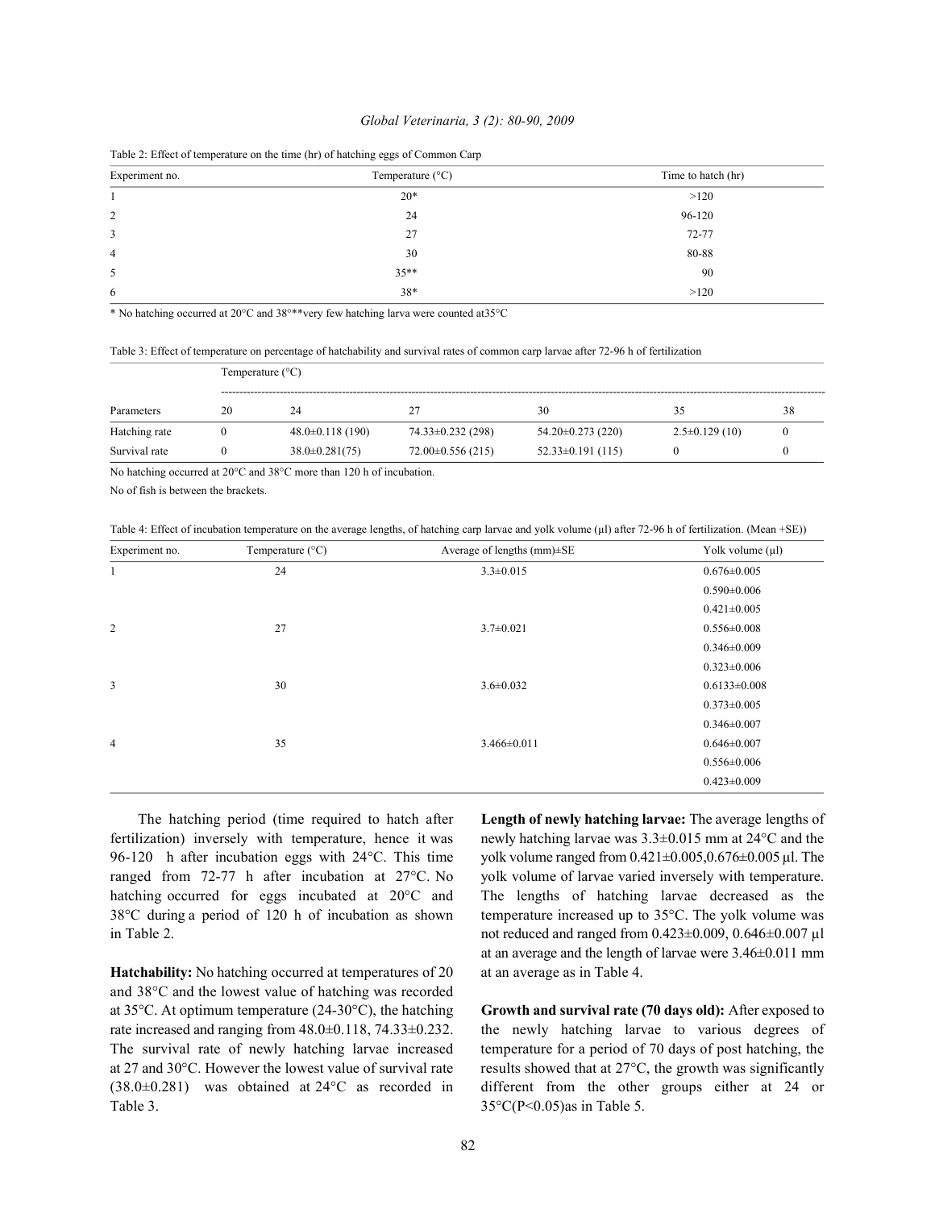Table 2: Effect of temperature on the time (hr) of hatching eggs of Common Carp

| Experiment no. | Temperature (°C) | Time to hatch (hr) |
|---|---|---|
| 1 | 20* | >120 |
| 2 | 24 | 96-120 |
| 3 | 27 | 72-77 |
| 4 | 30 | 80-88 |
| 5 | 35** | 90 |
| 6 | 38* | >120 |

\* No hatching occurred at 20°C and 38°**very few hatching larva were counted at35°C

Table 3: Effect of temperature on percentage of hatchability and survival rates of common carp larvae after 72-96 h of fertilization

| | Temperature (°C) | | | | | |
|---|---|---|---|---|---|---|
| Parameters | 20 | 24 | 27 | 30 | 35 | 38 |
| Hatching rate | 0 | 48.0±0.118 (190) | 74.33±0.232 (298) | 54.20±0.273 (220) | 2.5±0.129 (10) | 0 |
| Survival rate | 0 | 38.0±0.281(75) | 72.00±0.556 (215) | 52.33±0.191 (115) | 0 | 0 |

No hatching occurred at 20°C and 38°C more than 120 h of incubation.

No of fish is between the brackets.

Table 4: Effect of incubation temperature on the average lengths, of hatching carp larvae and yolk volume (µl) after 72-96 h of fertilization. (Mean +SE))

| Experiment no. | Temperature (°C) | Average of lengths (mm)±SE | Yolk volume (µl) |
|---|---|---|---|
| 1 | 24 | 3.3±0.015 | 0.676±0.005 |
| | | | 0.590±0.006 |
| | | | 0.421±0.005 |
| 2 | 27 | 3.7±0.021 | 0.556±0.008 |
| | | | 0.346±0.009 |
| | | | 0.323±0.006 |
| 3 | 30 | 3.6±0.032 | 0.6133±0.008 |
| | | | 0.373±0.005 |
| | | | 0.346±0.007 |
| 4 | 35 | 3.466±0.011 | 0.646±0.007 |
| | | | 0.556±0.006 |
| | | | 0.423±0.009 |

The hatching period (time required to hatch after fertilization) inversely with temperature, hence it was 96-120 h after incubation eggs with 24°C. This time ranged from 72-77 h after incubation at 27°C. No hatching occurred for eggs incubated at 20°C and 38°C during a period of 120 h of incubation as shown in Table 2.

**Hatchability:** No hatching occurred at temperatures of 20 and 38°C and the lowest value of hatching was recorded at 35°C. At optimum temperature (24-30°C), the hatching rate increased and ranging from 48.0±0.118, 74.33±0.232. The survival rate of newly hatching larvae increased at 27 and 30°C. However the lowest value of survival rate (38.0±0.281) was obtained at 24°C as recorded in Table 3.

**Length of newly hatching larvae:** The average lengths of newly hatching larvae was 3.3±0.015 mm at 24°C and the yolk volume ranged from 0.421±0.005,0.676±0.005 µl. The yolk volume of larvae varied inversely with temperature. The lengths of hatching larvae decreased as the temperature increased up to 35°C. The yolk volume was not reduced and ranged from 0.423±0.009, 0.646±0.007 µl at an average and the length of larvae were 3.46±0.011 mm at an average as in Table 4.

**Growth and survival rate (70 days old):** After exposed to the newly hatching larvae to various degrees of temperature for a period of 70 days of post hatching, the results showed that at 27°C, the growth was significantly different from the other groups either at 24 or 35°C($P<0.05$)as in Table 5.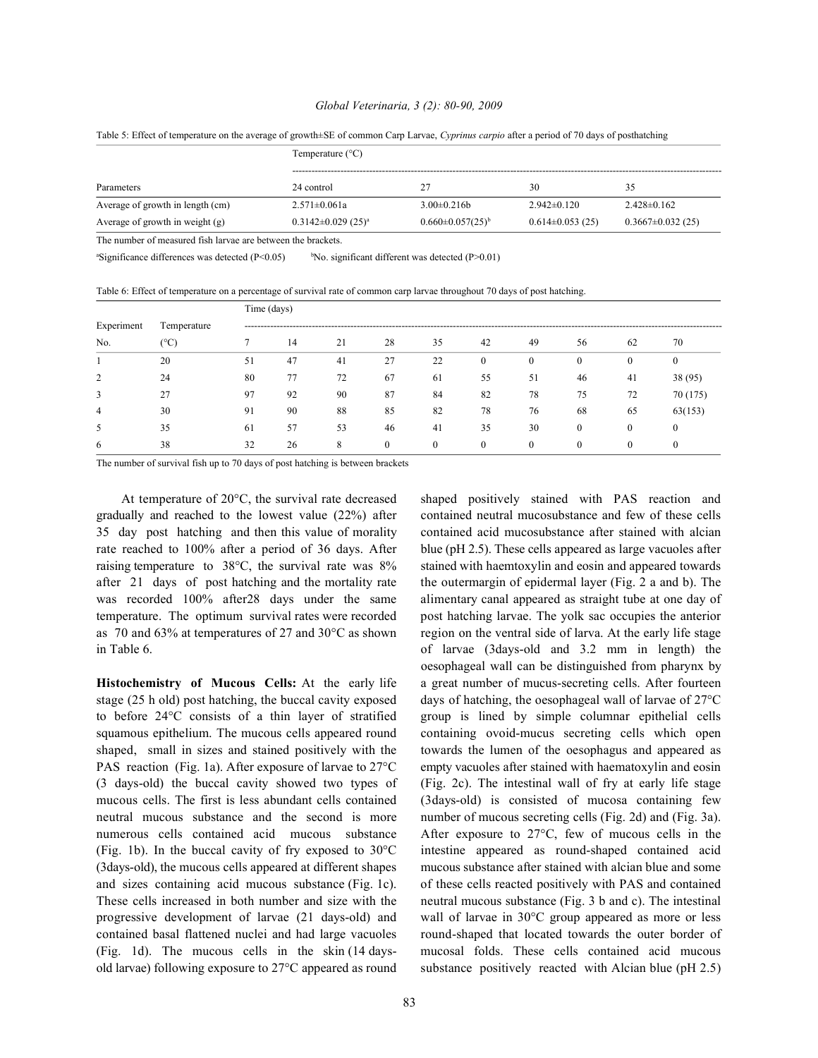Table 5: Effect of temperature on the average of growth±SE of common Carp Larvae, *Cyprinus carpio* after a period of 70 days of posthatching

| | Temperature (°C) | | | |
|---|---|---|---|---|
| Parameters | 24 control | 27 | 30 | 35 |
| Average of growth in length (cm) | 2.571±0.061a | 3.00±0.216b | 2.942±0.120 | 2.428±0.162 |
| Average of growth in weight (g) | 0.3142±0.029 (25)[a] | 0.660±0.057(25)[b] | 0.614±0.053 (25) | 0.3667±0.032 (25) |

The number of measured fish larvae are between the brackets.

[a]Significance differences was detected (P<0.05) [b]No. significant different was detected (P>0.01)

Table 6: Effect of temperature on a percentage of survival rate of common carp larvae throughout 70 days of post hatching.

| Experiment | Temperature | Time (days) | | | | | | | | | |
|---|---|---|---|---|---|---|---|---|---|---|---|
| No. | (°C) | 7 | 14 | 21 | 28 | 35 | 42 | 49 | 56 | 62 | 70 |
| 1 | 20 | 51 | 47 | 41 | 27 | 22 | 0 | 0 | 0 | 0 | 0 |
| 2 | 24 | 80 | 77 | 72 | 67 | 61 | 55 | 51 | 46 | 41 | 38 (95) |
| 3 | 27 | 97 | 92 | 90 | 87 | 84 | 82 | 78 | 75 | 72 | 70 (175) |
| 4 | 30 | 91 | 90 | 88 | 85 | 82 | 78 | 76 | 68 | 65 | 63(153) |
| 5 | 35 | 61 | 57 | 53 | 46 | 41 | 35 | 30 | 0 | 0 | 0 |
| 6 | 38 | 32 | 26 | 8 | 0 | 0 | 0 | 0 | 0 | 0 | 0 |

The number of survival fish up to 70 days of post hatching is between brackets

At temperature of 20°C, the survival rate decreased gradually and reached to the lowest value (22%) after 35 day post hatching and then this value of morality rate reached to 100% after a period of 36 days. After raising temperature to 38°C, the survival rate was 8% after 21 days of post hatching and the mortality rate was recorded 100% after28 days under the same temperature. The optimum survival rates were recorded as 70 and 63% at temperatures of 27 and 30°C as shown in Table 6.

**Histochemistry of Mucous Cells:** At the early life stage (25 h old) post hatching, the buccal cavity exposed to before 24°C consists of a thin layer of stratified squamous epithelium. The mucous cells appeared round shaped, small in sizes and stained positively with the PAS reaction (Fig. 1a). After exposure of larvae to 27°C (3 days-old) the buccal cavity showed two types of mucous cells. The first is less abundant cells contained neutral mucous substance and the second is more numerous cells contained acid mucous substance (Fig. 1b). In the buccal cavity of fry exposed to 30°C (3days-old), the mucous cells appeared at different shapes and sizes containing acid mucous substance (Fig. 1c). These cells increased in both number and size with the progressive development of larvae (21 days-old) and contained basal flattened nuclei and had large vacuoles (Fig. 1d). The mucous cells in the skin (14 days-old larvae) following exposure to 27°C appeared as round shaped positively stained with PAS reaction and contained neutral mucosubstance and few of these cells contained acid mucosubstance after stained with alcian blue (pH 2.5). These cells appeared as large vacuoles after stained with haemtoxylin and eosin and appeared towards the outermargin of epidermal layer (Fig. 2 a and b). The alimentary canal appeared as straight tube at one day of post hatching larvae. The yolk sac occupies the anterior region on the ventral side of larva. At the early life stage of larvae (3days-old and 3.2 mm in length) the oesophageal wall can be distinguished from pharynx by a great number of mucus-secreting cells. After fourteen days of hatching, the oesophageal wall of larvae of 27°C group is lined by simple columnar epithelial cells containing ovoid-mucus secreting cells which open towards the lumen of the oesophagus and appeared as empty vacuoles after stained with haematoxylin and eosin (Fig. 2c). The intestinal wall of fry at early life stage (3days-old) is consisted of mucosa containing few number of mucous secreting cells (Fig. 2d) and (Fig. 3a). After exposure to 27°C, few of mucous cells in the intestine appeared as round-shaped contained acid mucous substance after stained with alcian blue and some of these cells reacted positively with PAS and contained neutral mucous substance (Fig. 3 b and c). The intestinal wall of larvae in 30°C group appeared as more or less round-shaped that located towards the outer border of mucosal folds. These cells contained acid mucous substance positively reacted with Alcian blue (pH 2.5)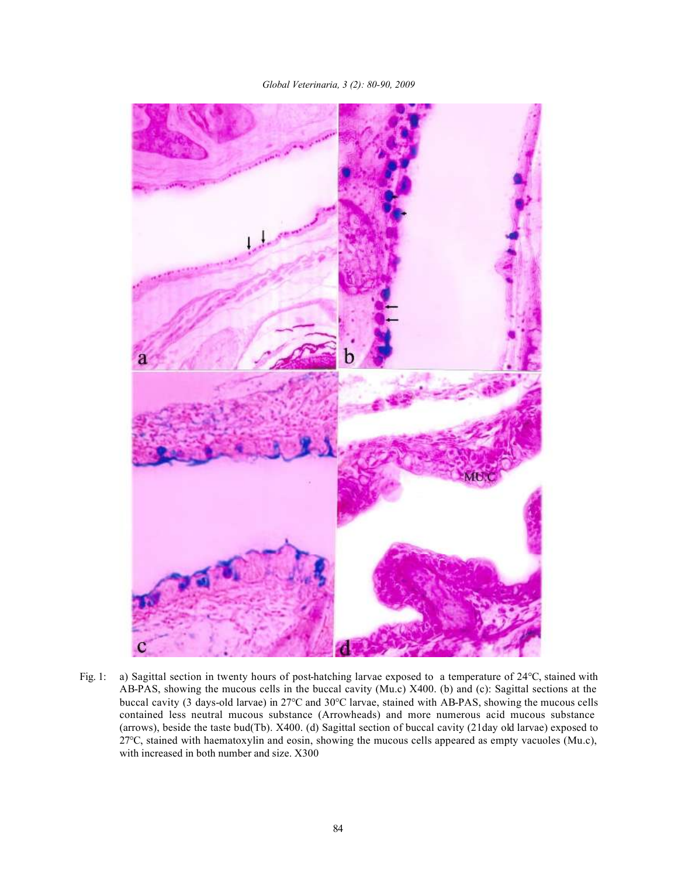Fig. 1: a) Sagittal section in twenty hours of post-hatching larvae exposed to a temperature of 24°C, stained with AB-PAS, showing the mucous cells in the buccal cavity (Mu.c) X400. (b) and (c): Sagittal sections at the buccal cavity (3 days-old larvae) in 27°C and 30°C larvae, stained with AB-PAS, showing the mucous cells contained less neutral mucous substance (Arrowheads) and more numerous acid mucous substance (arrows), beside the taste bud(Tb). X400. (d) Sagittal section of buccal cavity (21day old larvae) exposed to 27°C, stained with haematoxylin and eosin, showing the mucous cells appeared as empty vacuoles (Mu.c), with increased in both number and size. X300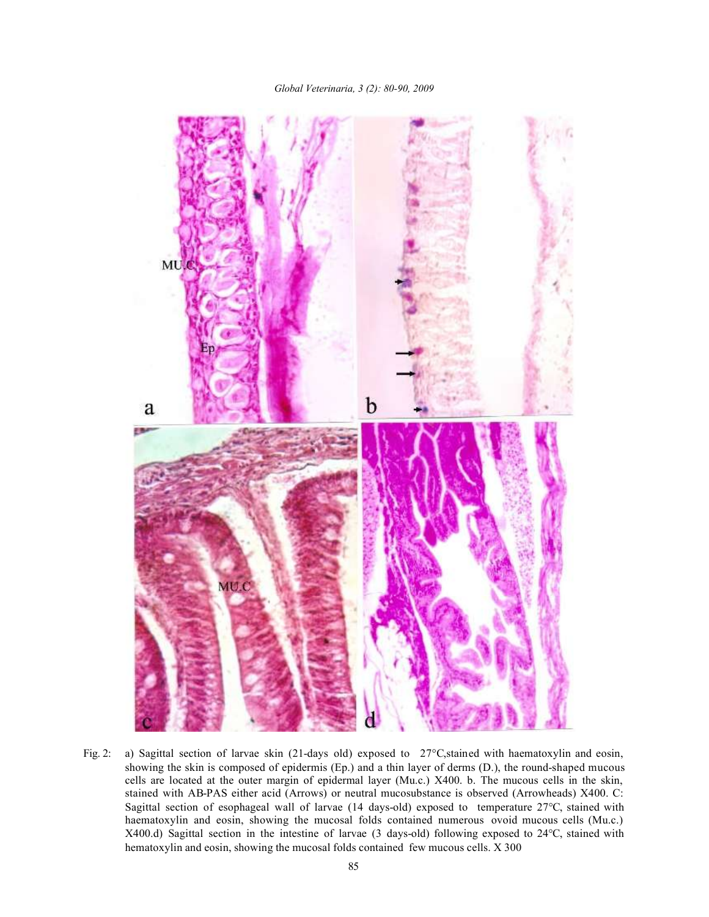Fig. 2: a) Sagittal section of larvae skin (21-days old) exposed to 27°C,stained with haematoxylin and eosin, showing the skin is composed of epidermis (Ep.) and a thin layer of derms (D.), the round-shaped mucous cells are located at the outer margin of epidermal layer (Mu.c.) X400. b. The mucous cells in the skin, stained with AB-PAS either acid (Arrows) or neutral mucosubstance is observed (Arrowheads) X400. C: Sagittal section of esophageal wall of larvae (14 days-old) exposed to temperature 27°C, stained with haematoxylin and eosin, showing the mucosal folds contained numerous ovoid mucous cells (Mu.c.) X400.d) Sagittal section in the intestine of larvae (3 days-old) following exposed to 24°C, stained with hematoxylin and eosin, showing the mucosal folds contained few mucous cells. X 300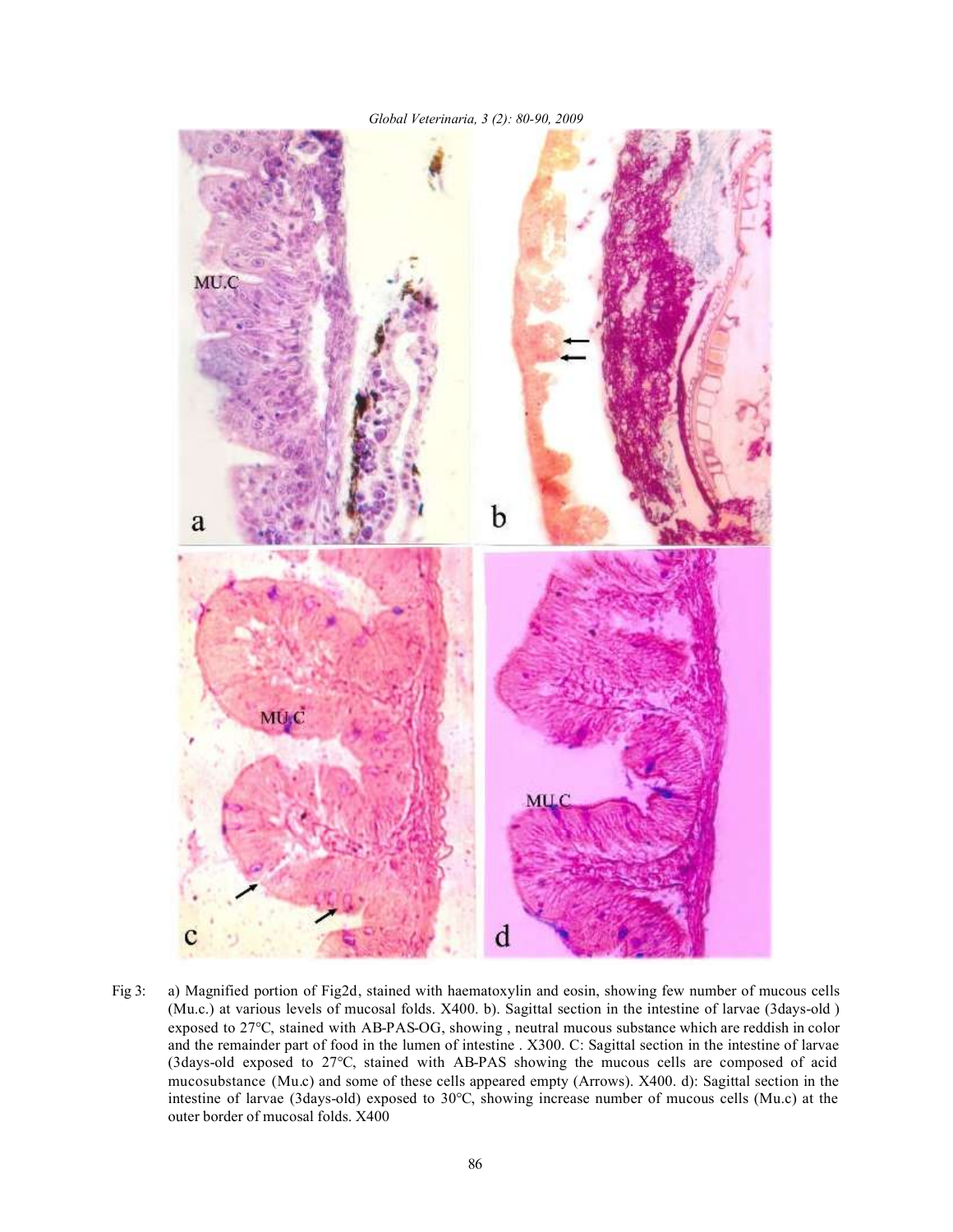Fig 3: a) Magnified portion of Fig2d, stained with haematoxylin and eosin, showing few number of mucous cells (Mu.c.) at various levels of mucosal folds. X400. b). Sagittal section in the intestine of larvae (3days-old ) exposed to 27°C, stained with AB-PAS-OG, showing , neutral mucous substance which are reddish in color and the remainder part of food in the lumen of intestine . X300. C: Sagittal section in the intestine of larvae (3days-old exposed to 27°C, stained with AB-PAS showing the mucous cells are composed of acid mucosubstance (Mu.c) and some of these cells appeared empty (Arrows). X400. d): Sagittal section in the intestine of larvae (3days-old) exposed to 30°C, showing increase number of mucous cells (Mu.c) at the outer border of mucosal folds. X400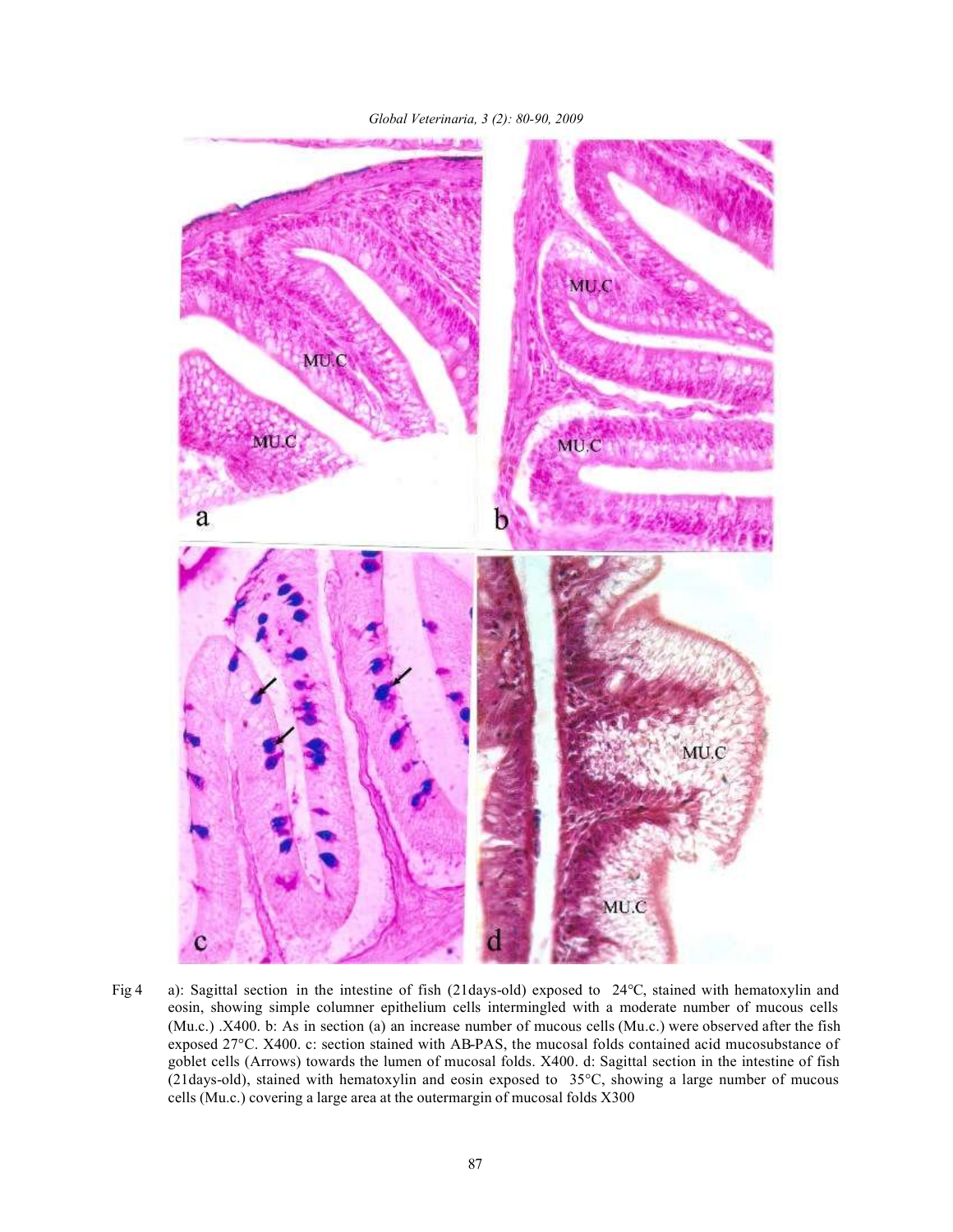Fig 4 a): Sagittal section in the intestine of fish (21days-old) exposed to 24°C, stained with hematoxylin and eosin, showing simple columner epithelium cells intermingled with a moderate number of mucous cells (Mu.c.) .X400. b: As in section (a) an increase number of mucous cells (Mu.c.) were observed after the fish exposed 27°C. X400. c: section stained with AB-PAS, the mucosal folds contained acid mucosubstance of goblet cells (Arrows) towards the lumen of mucosal folds. X400. d: Sagittal section in the intestine of fish (21days-old), stained with hematoxylin and eosin exposed to 35°C, showing a large number of mucous cells (Mu.c.) covering a large area at the outermargin of mucosal folds X300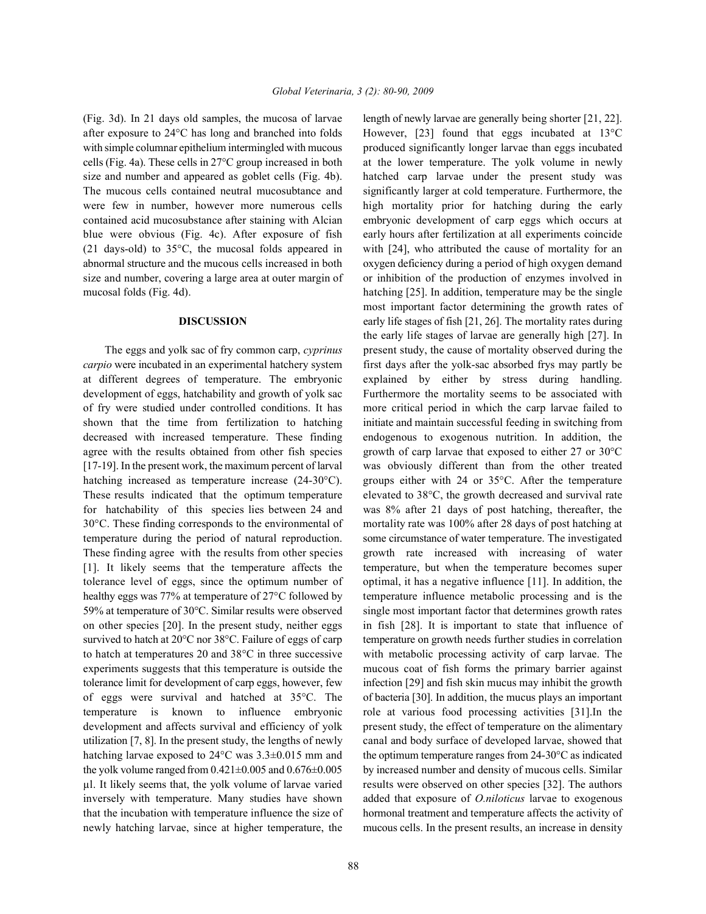(Fig. 3d). In 21 days old samples, the mucosa of larvae after exposure to 24°C has long and branched into folds with simple columnar epithelium intermingled with mucous cells (Fig. 4a). These cells in 27°C group increased in both size and number and appeared as goblet cells (Fig. 4b). The mucous cells contained neutral mucosubtance and were few in number, however more numerous cells contained acid mucosubstance after staining with Alcian blue were obvious (Fig. 4c). After exposure of fish (21 days-old) to 35°C, the mucosal folds appeared in abnormal structure and the mucous cells increased in both size and number, covering a large area at outer margin of mucosal folds (Fig. 4d).

## DISCUSSION

The eggs and yolk sac of fry common carp, *cyprinus carpio* were incubated in an experimental hatchery system at different degrees of temperature. The embryonic development of eggs, hatchability and growth of yolk sac of fry were studied under controlled conditions. It has shown that the time from fertilization to hatching decreased with increased temperature. These finding agree with the results obtained from other fish species [17-19]. In the present work, the maximum percent of larval hatching increased as temperature increase (24-30°C). These results indicated that the optimum temperature for hatchability of this species lies between 24 and 30°C. These finding corresponds to the environmental of temperature during the period of natural reproduction. These finding agree with the results from other species [1]. It likely seems that the temperature affects the tolerance level of eggs, since the optimum number of healthy eggs was 77% at temperature of 27°C followed by 59% at temperature of 30°C. Similar results were observed on other species [20]. In the present study, neither eggs survived to hatch at 20°C nor 38°C. Failure of eggs of carp to hatch at temperatures 20 and 38°C in three successive experiments suggests that this temperature is outside the tolerance limit for development of carp eggs, however, few of eggs were survival and hatched at 35°C. The temperature is known to influence embryonic development and affects survival and efficiency of yolk utilization [7, 8]. In the present study, the lengths of newly hatching larvae exposed to 24°C was 3.3±0.015 mm and the yolk volume ranged from 0.421±0.005 and 0.676±0.005 µl. It likely seems that, the yolk volume of larvae varied inversely with temperature. Many studies have shown that the incubation with temperature influence the size of newly hatching larvae, since at higher temperature, the length of newly larvae are generally being shorter [21, 22]. However, [23] found that eggs incubated at 13°C produced significantly longer larvae than eggs incubated at the lower temperature. The yolk volume in newly hatched carp larvae under the present study was significantly larger at cold temperature. Furthermore, the high mortality prior for hatching during the early embryonic development of carp eggs which occurs at early hours after fertilization at all experiments coincide with [24], who attributed the cause of mortality for an oxygen deficiency during a period of high oxygen demand or inhibition of the production of enzymes involved in hatching [25]. In addition, temperature may be the single most important factor determining the growth rates of early life stages of fish [21, 26]. The mortality rates during the early life stages of larvae are generally high [27]. In present study, the cause of mortality observed during the first days after the yolk-sac absorbed frys may partly be explained by either by stress during handling. Furthermore the mortality seems to be associated with more critical period in which the carp larvae failed to initiate and maintain successful feeding in switching from endogenous to exogenous nutrition. In addition, the growth of carp larvae that exposed to either 27 or 30°C was obviously different than from the other treated groups either with 24 or 35°C. After the temperature elevated to 38°C, the growth decreased and survival rate was 8% after 21 days of post hatching, thereafter, the mortality rate was 100% after 28 days of post hatching at some circumstance of water temperature. The investigated growth rate increased with increasing of water temperature, but when the temperature becomes super optimal, it has a negative influence [11]. In addition, the temperature influence metabolic processing and is the single most important factor that determines growth rates in fish [28]. It is important to state that influence of temperature on growth needs further studies in correlation with metabolic processing activity of carp larvae. The mucous coat of fish forms the primary barrier against infection [29] and fish skin mucus may inhibit the growth of bacteria [30]. In addition, the mucus plays an important role at various food processing activities [31].In the present study, the effect of temperature on the alimentary canal and body surface of developed larvae, showed that the optimum temperature ranges from 24-30°C as indicated by increased number and density of mucous cells. Similar results were observed on other species [32]. The authors added that exposure of *O.niloticus* larvae to exogenous hormonal treatment and temperature affects the activity of mucous cells. In the present results, an increase in density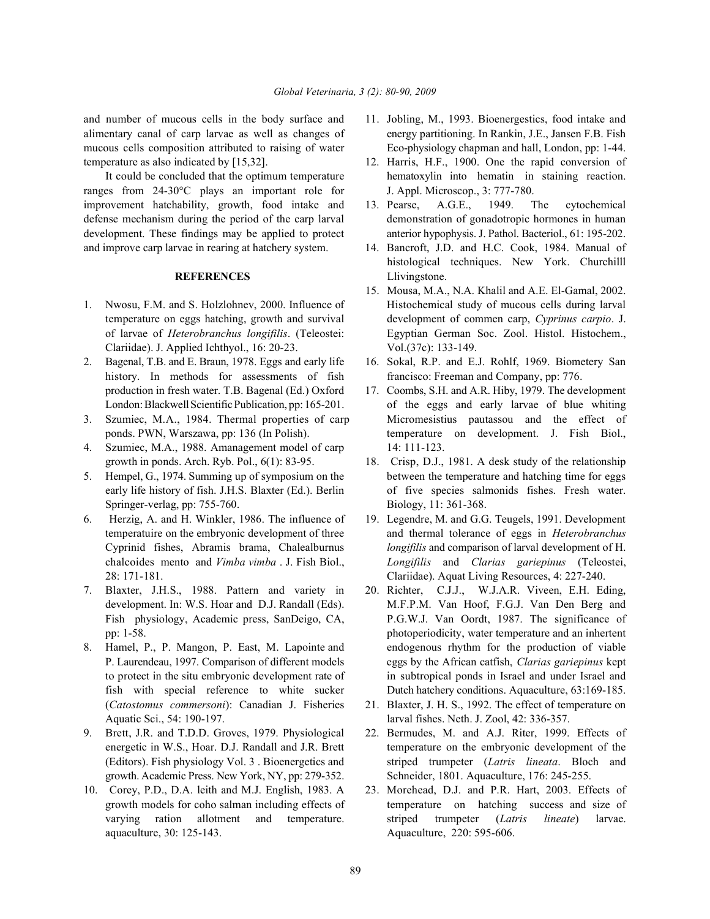and number of mucous cells in the body surface and alimentary canal of carp larvae as well as changes of mucous cells composition attributed to raising of water temperature as also indicated by [15,32].

It could be concluded that the optimum temperature ranges from 24-30°C plays an important role for improvement hatchability, growth, food intake and defense mechanism during the period of the carp larval development. These findings may be applied to protect and improve carp larvae in rearing at hatchery system.

## REFERENCES

1. Nwosu, F.M. and S. Holzlohnev, 2000. Influence of temperature on eggs hatching, growth and survival of larvae of *Heterobranchus longifilis*. (Teleostei: Clariidae). J. Applied Ichthyol., 16: 20-23.
2. Bagenal, T.B. and E. Braun, 1978. Eggs and early life history. In methods for assessments of fish production in fresh water. T.B. Bagenal (Ed.) Oxford London: Blackwell Scientific Publication, pp: 165-201.
3. Szumiec, M.A., 1984. Thermal properties of carp ponds. PWN, Warszawa, pp: 136 (In Polish).
4. Szumiec, M.A., 1988. Amanagement model of carp growth in ponds. Arch. Ryb. Pol., 6(1): 83-95.
5. Hempel, G., 1974. Summing up of symposium on the early life history of fish. J.H.S. Blaxter (Ed.). Berlin Springer-verlag, pp: 755-760.
6. Herzig, A. and H. Winkler, 1986. The influence of temperatuire on the embryonic development of three Cyprinid fishes, Abramis brama, Chalealburnus chalcoides mento and *Vimba vimba* . J. Fish Biol., 28: 171-181.
7. Blaxter, J.H.S., 1988. Pattern and variety in development. In: W.S. Hoar and D.J. Randall (Eds). Fish physiology, Academic press, SanDeigo, CA, pp: 1-58.
8. Hamel, P., P. Mangon, P. East, M. Lapointe and P. Laurendeau, 1997. Comparison of different models to protect in the situ embryonic development rate of fish with special reference to white sucker (*Catostomus commersoni*): Canadian J. Fisheries Aquatic Sci., 54: 190-197.
9. Brett, J.R. and T.D.D. Groves, 1979. Physiological energetic in W.S., Hoar. D.J. Randall and J.R. Brett (Editors). Fish physiology Vol. 3 . Bioenergetics and growth. Academic Press. New York, NY, pp: 279-352.
10. Corey, P.D., D.A. leith and M.J. English, 1983. A growth models for coho salman including effects of varying ration allotment and temperature. aquaculture, 30: 125-143.
11. Jobling, M., 1993. Bioenergestics, food intake and energy partitioning. In Rankin, J.E., Jansen F.B. Fish Eco-physiology chapman and hall, London, pp: 1-44.
12. Harris, H.F., 1900. One the rapid conversion of hematoxylin into hematin in staining reaction. J. Appl. Microscop., 3: 777-780.
13. Pearse, A.G.E., 1949. The cytochemical demonstration of gonadotropic hormones in human anterior hypophysis. J. Pathol. Bacteriol., 61: 195-202.
14. Bancroft, J.D. and H.C. Cook, 1984. Manual of histological techniques. New York. Churchilll Llivingstone.
15. Mousa, M.A., N.A. Khalil and A.E. El-Gamal, 2002. Histochemical study of mucous cells during larval development of commen carp, *Cyprinus carpio*. J. Egyptian German Soc. Zool. Histol. Histochem., Vol.(37c): 133-149.
16. Sokal, R.P. and E.J. Rohlf, 1969. Biometery San francisco: Freeman and Company, pp: 776.
17. Coombs, S.H. and A.R. Hiby, 1979. The development of the eggs and early larvae of blue whiting Micromesistius pautassou and the effect of temperature on development. J. Fish Biol., 14: 111-123.
18. Crisp, D.J., 1981. A desk study of the relationship between the temperature and hatching time for eggs of five species salmonids fishes. Fresh water. Biology, 11: 361-368.
19. Legendre, M. and G.G. Teugels, 1991. Development and thermal tolerance of eggs in *Heterobranchus longifilis* and comparison of larval development of H. *Longifilis* and *Clarias gariepinus* (Teleostei, Clariidae). Aquat Living Resources, 4: 227-240.
20. Richter, C.J.J., W.J.A.R. Viveen, E.H. Eding, M.F.P.M. Van Hoof, F.G.J. Van Den Berg and P.G.W.J. Van Oordt, 1987. The significance of photoperiodicity, water temperature and an inhertent endogenous rhythm for the production of viable eggs by the African catfish, *Clarias gariepinus* kept in subtropical ponds in Israel and under Israel and Dutch hatchery conditions. Aquaculture, 63:169-185.
21. Blaxter, J. H. S., 1992. The effect of temperature on larval fishes. Neth. J. Zool, 42: 336-357.
22. Bermudes, M. and A.J. Riter, 1999. Effects of temperature on the embryonic development of the striped trumpeter (*Latris lineata*. Bloch and Schneider, 1801. Aquaculture, 176: 245-255.
23. Morehead, D.J. and P.R. Hart, 2003. Effects of temperature on hatching success and size of striped trumpeter (*Latris lineate*) larvae. Aquaculture, 220: 595-606.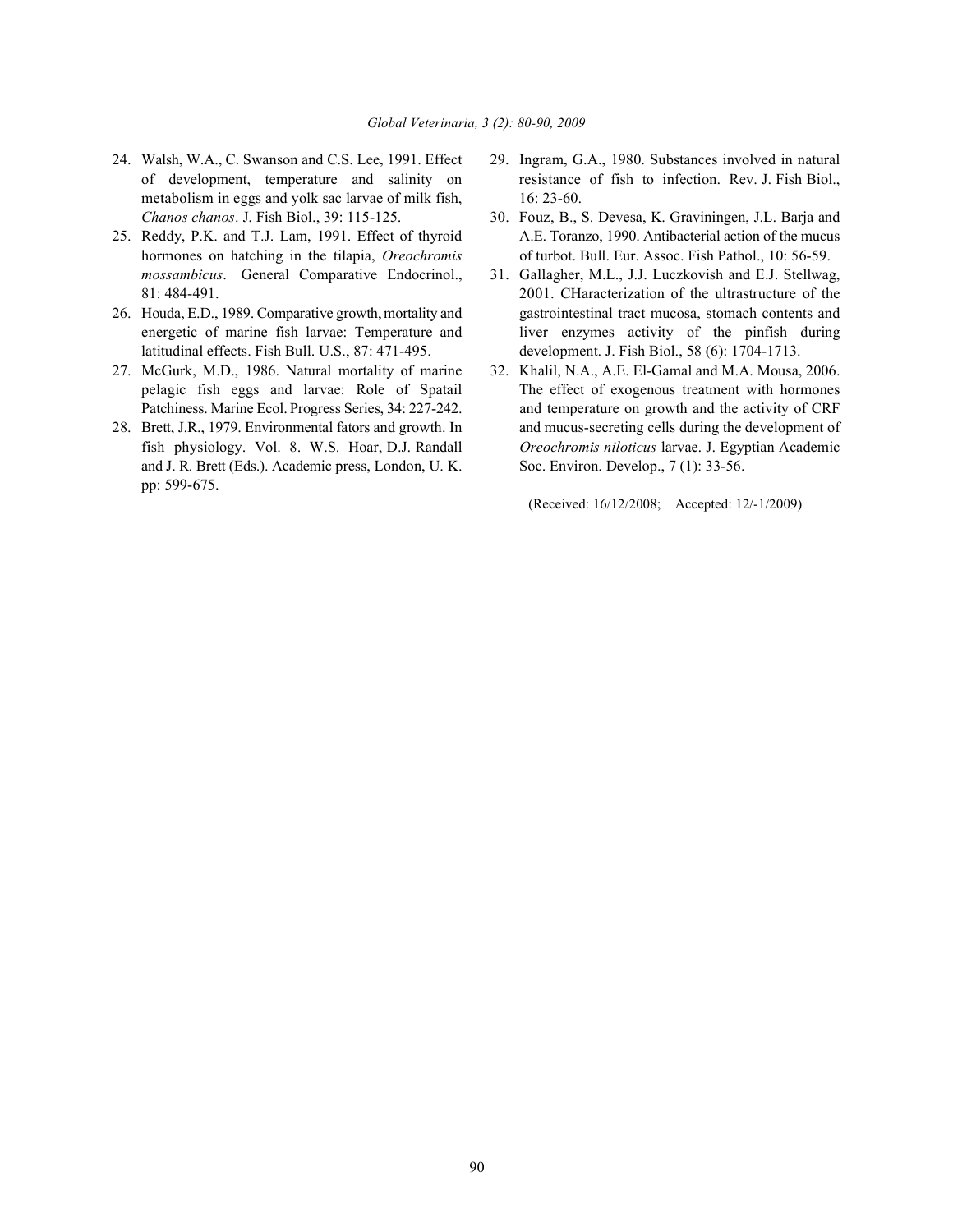24. Walsh, W.A., C. Swanson and C.S. Lee, 1991. Effect of development, temperature and salinity on metabolism in eggs and yolk sac larvae of milk fish, *Chanos chanos*. J. Fish Biol., 39: 115-125.
25. Reddy, P.K. and T.J. Lam, 1991. Effect of thyroid hormones on hatching in the tilapia, *Oreochromis mossambicus*. General Comparative Endocrinol., 81: 484-491.
26. Houda, E.D., 1989. Comparative growth, mortality and energetic of marine fish larvae: Temperature and latitudinal effects. Fish Bull. U.S., 87: 471-495.
27. McGurk, M.D., 1986. Natural mortality of marine pelagic fish eggs and larvae: Role of Spatail Patchiness. Marine Ecol. Progress Series, 34: 227-242.
28. Brett, J.R., 1979. Environmental fators and growth. In fish physiology. Vol. 8. W.S. Hoar, D.J. Randall and J. R. Brett (Eds.). Academic press, London, U. K. pp: 599-675.
29. Ingram, G.A., 1980. Substances involved in natural resistance of fish to infection. Rev. J. Fish Biol., 16: 23-60.
30. Fouz, B., S. Devesa, K. Graviningen, J.L. Barja and A.E. Toranzo, 1990. Antibacterial action of the mucus of turbot. Bull. Eur. Assoc. Fish Pathol., 10: 56-59.
31. Gallagher, M.L., J.J. Luczkovish and E.J. Stellwag, 2001. CHaracterization of the ultrastructure of the gastrointestinal tract mucosa, stomach contents and liver enzymes activity of the pinfish during development. J. Fish Biol., 58 (6): 1704-1713.
32. Khalil, N.A., A.E. El-Gamal and M.A. Mousa, 2006. The effect of exogenous treatment with hormones and temperature on growth and the activity of CRF and mucus-secreting cells during the development of *Oreochromis niloticus* larvae. J. Egyptian Academic Soc. Environ. Develop., 7 (1): 33-56.

(Received: 16/12/2008; Accepted: 12/-1/2009)